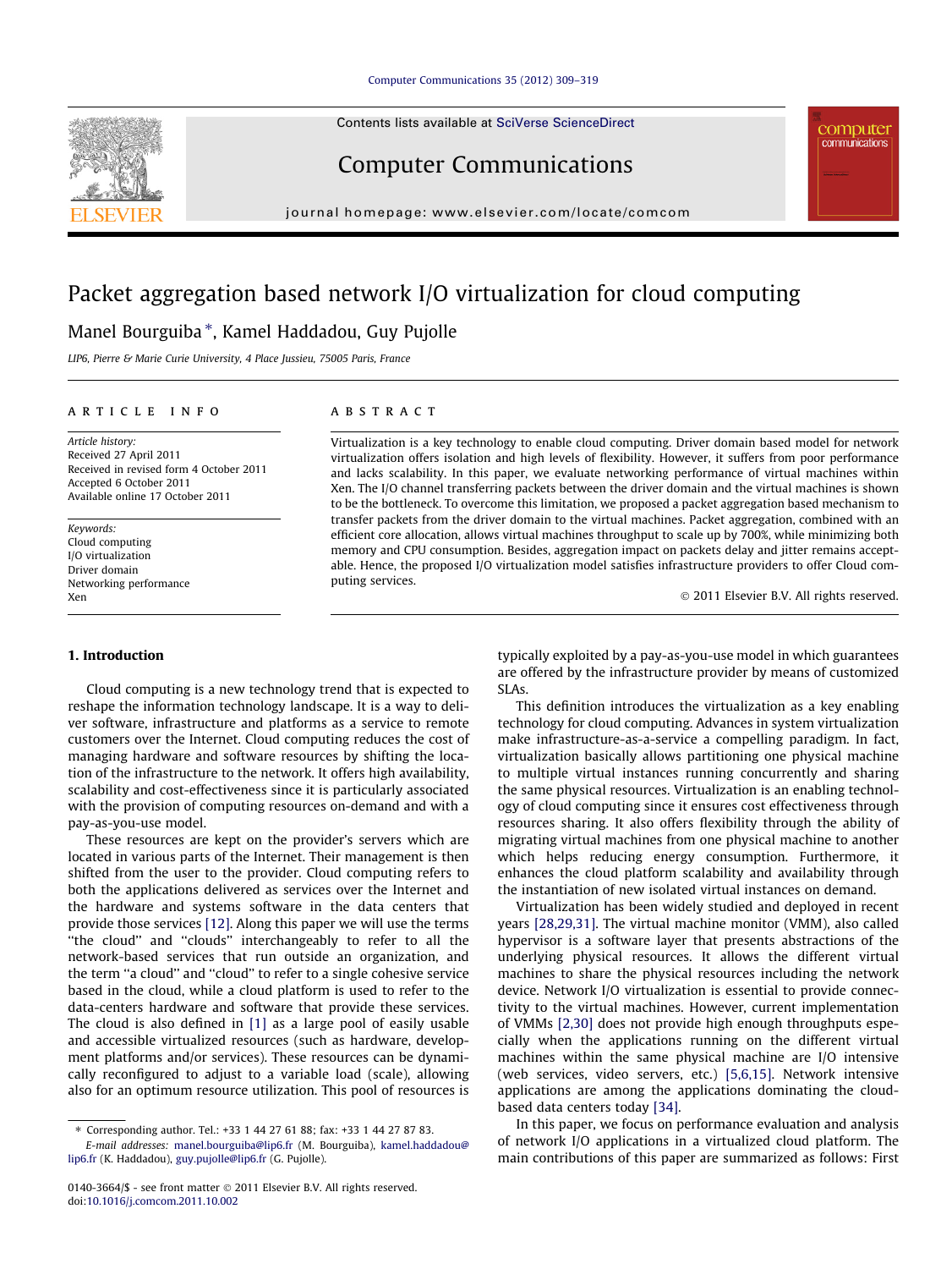# Packet aggregation based network I/O virtualization for cloud computing

Manel Bourguiba *, Kamel Haddadou, Guy Pujolle

*LIP6, Pierre & Marie Curie University, 4 Place Jussieu, 75005 Paris, France*

**ARTICLE INFO**

*Article history:*
Received 27 April 2011
Received in revised form 4 October 2011
Accepted 6 October 2011
Available online 17 October 2011

*Keywords:*
Cloud computing
I/O virtualization
Driver domain
Networking performance
Xen

**ABSTRACT**

Virtualization is a key technology to enable cloud computing. Driver domain based model for network virtualization offers isolation and high levels of flexibility. However, it suffers from poor performance and lacks scalability. In this paper, we evaluate networking performance of virtual machines within Xen. The I/O channel transferring packets between the driver domain and the virtual machines is shown to be the bottleneck. To overcome this limitation, we proposed a packet aggregation based mechanism to transfer packets from the driver domain to the virtual machines. Packet aggregation, combined with an efficient core allocation, allows virtual machines throughput to scale up by 700%, while minimizing both memory and CPU consumption. Besides, aggregation impact on packets delay and jitter remains acceptable. Hence, the proposed I/O virtualization model satisfies infrastructure providers to offer Cloud computing services.

© 2011 Elsevier B.V. All rights reserved.

## 1. Introduction

Cloud computing is a new technology trend that is expected to reshape the information technology landscape. It is a way to deliver software, infrastructure and platforms as a service to remote customers over the Internet. Cloud computing reduces the cost of managing hardware and software resources by shifting the location of the infrastructure to the network. It offers high availability, scalability and cost-effectiveness since it is particularly associated with the provision of computing resources on-demand and with a pay-as-you-use model.

These resources are kept on the provider's servers which are located in various parts of the Internet. Their management is then shifted from the user to the provider. Cloud computing refers to both the applications delivered as services over the Internet and the hardware and systems software in the data centers that provide those services [12]. Along this paper we will use the terms "the cloud" and "clouds" interchangeably to refer to all the network-based services that run outside an organization, and the term "a cloud" and "cloud" to refer to a single cohesive service based in the cloud, while a cloud platform is used to refer to the data-centers hardware and software that provide these services. The cloud is also defined in [1] as a large pool of easily usable and accessible virtualized resources (such as hardware, development platforms and/or services). These resources can be dynamically reconfigured to adjust to a variable load (scale), allowing also for an optimum resource utilization. This pool of resources is typically exploited by a pay-as-you-use model in which guarantees are offered by the infrastructure provider by means of customized SLAs.

This definition introduces the virtualization as a key enabling technology for cloud computing. Advances in system virtualization make infrastructure-as-a-service a compelling paradigm. In fact, virtualization basically allows partitioning one physical machine to multiple virtual instances running concurrently and sharing the same physical resources. Virtualization is an enabling technology of cloud computing since it ensures cost effectiveness through resources sharing. It also offers flexibility through the ability of migrating virtual machines from one physical machine to another which helps reducing energy consumption. Furthermore, it enhances the cloud platform scalability and availability through the instantiation of new isolated virtual instances on demand.

Virtualization has been widely studied and deployed in recent years [28,29,31]. The virtual machine monitor (VMM), also called hypervisor is a software layer that presents abstractions of the underlying physical resources. It allows the different virtual machines to share the physical resources including the network device. Network I/O virtualization is essential to provide connectivity to the virtual machines. However, current implementation of VMMs [2,30] does not provide high enough throughputs especially when the applications running on the different virtual machines within the same physical machine are I/O intensive (web services, video servers, etc.) [5,6,15]. Network intensive applications are among the applications dominating the cloud-based data centers today [34].

In this paper, we focus on performance evaluation and analysis of network I/O applications in a virtualized cloud platform. The main contributions of this paper are summarized as follows: First

* Corresponding author. Tel.: +33 1 44 27 61 88; fax: +33 1 44 27 87 83.
*E-mail addresses:* manel.bourguiba@lip6.fr (M. Bourguiba), kamel.haddadou@lip6.fr (K. Haddadou), guy.pujolle@lip6.fr (G. Pujolle).

0140-3664/$ - see front matter © 2011 Elsevier B.V. All rights reserved.
doi:10.1016/j.comcom.2011.10.002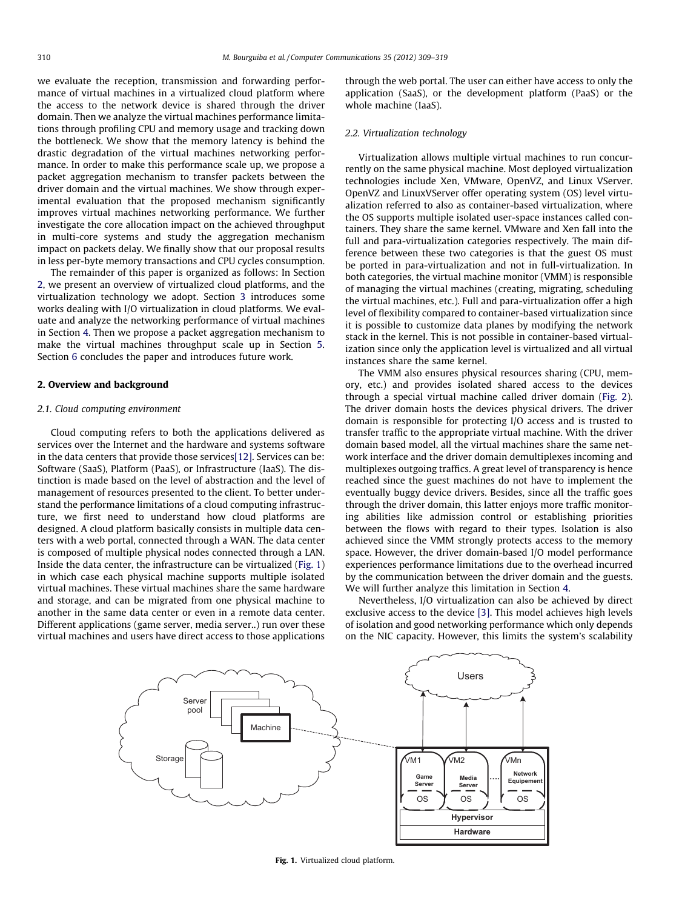we evaluate the reception, transmission and forwarding performance of virtual machines in a virtualized cloud platform where the access to the network device is shared through the driver domain. Then we analyze the virtual machines performance limitations through profiling CPU and memory usage and tracking down the bottleneck. We show that the memory latency is behind the drastic degradation of the virtual machines networking performance. In order to make this performance scale up, we propose a packet aggregation mechanism to transfer packets between the driver domain and the virtual machines. We show through experimental evaluation that the proposed mechanism significantly improves virtual machines networking performance. We further investigate the core allocation impact on the achieved throughput in multi-core systems and study the aggregation mechanism impact on packets delay. We finally show that our proposal results in less per-byte memory transactions and CPU cycles consumption.

The remainder of this paper is organized as follows: In Section 2, we present an overview of virtualized cloud platforms, and the virtualization technology we adopt. Section 3 introduces some works dealing with I/O virtualization in cloud platforms. We evaluate and analyze the networking performance of virtual machines in Section 4. Then we propose a packet aggregation mechanism to make the virtual machines throughput scale up in Section 5. Section 6 concludes the paper and introduces future work.

## 2. Overview and background

### 2.1. Cloud computing environment

Cloud computing refers to both the applications delivered as services over the Internet and the hardware and systems software in the data centers that provide those services[12]. Services can be: Software (SaaS), Platform (PaaS), or Infrastructure (IaaS). The distinction is made based on the level of abstraction and the level of management of resources presented to the client. To better understand the performance limitations of a cloud computing infrastructure, we first need to understand how cloud platforms are designed. A cloud platform basically consists in multiple data centers with a web portal, connected through a WAN. The data center is composed of multiple physical nodes connected through a LAN. Inside the data center, the infrastructure can be virtualized (Fig. 1) in which case each physical machine supports multiple isolated virtual machines. These virtual machines share the same hardware and storage, and can be migrated from one physical machine to another in the same data center or even in a remote data center. Different applications (game server, media server..) run over these virtual machines and users have direct access to those applications through the web portal. The user can either have access to only the application (SaaS), or the development platform (PaaS) or the whole machine (IaaS).

### 2.2. Virtualization technology

Virtualization allows multiple virtual machines to run concurrently on the same physical machine. Most deployed virtualization technologies include Xen, VMware, OpenVZ, and Linux VServer. OpenVZ and LinuxVServer offer operating system (OS) level virtualization referred to also as container-based virtualization, where the OS supports multiple isolated user-space instances called containers. They share the same kernel. VMware and Xen fall into the full and para-virtualization categories respectively. The main difference between these two categories is that the guest OS must be ported in para-virtualization and not in full-virtualization. In both categories, the virtual machine monitor (VMM) is responsible of managing the virtual machines (creating, migrating, scheduling the virtual machines, etc.). Full and para-virtualization offer a high level of flexibility compared to container-based virtualization since it is possible to customize data planes by modifying the network stack in the kernel. This is not possible in container-based virtualization since only the application level is virtualized and all virtual instances share the same kernel.

The VMM also ensures physical resources sharing (CPU, memory, etc.) and provides isolated shared access to the devices through a special virtual machine called driver domain (Fig. 2). The driver domain hosts the devices physical drivers. The driver domain is responsible for protecting I/O access and is trusted to transfer traffic to the appropriate virtual machine. With the driver domain based model, all the virtual machines share the same network interface and the driver domain demultiplexes incoming and multiplexes outgoing traffics. A great level of transparency is hence reached since the guest machines do not have to implement the eventually buggy device drivers. Besides, since all the traffic goes through the driver domain, this latter enjoys more traffic monitoring abilities like admission control or establishing priorities between the flows with regard to their types. Isolation is also achieved since the VMM strongly protects access to the memory space. However, the driver domain-based I/O model performance experiences performance limitations due to the overhead incurred by the communication between the driver domain and the guests. We will further analyze this limitation in Section 4.

Nevertheless, I/O virtualization can also be achieved by direct exclusive access to the device [3]. This model achieves high levels of isolation and good networking performance which only depends on the NIC capacity. However, this limits the system's scalability

Users

Server pool

Machine

Storage

VM1 Game Server OS

VM2 Media Server OS

VMn Network Equipement OS

Hypervisor

Hardware

Fig. 1. Virtualized cloud platform.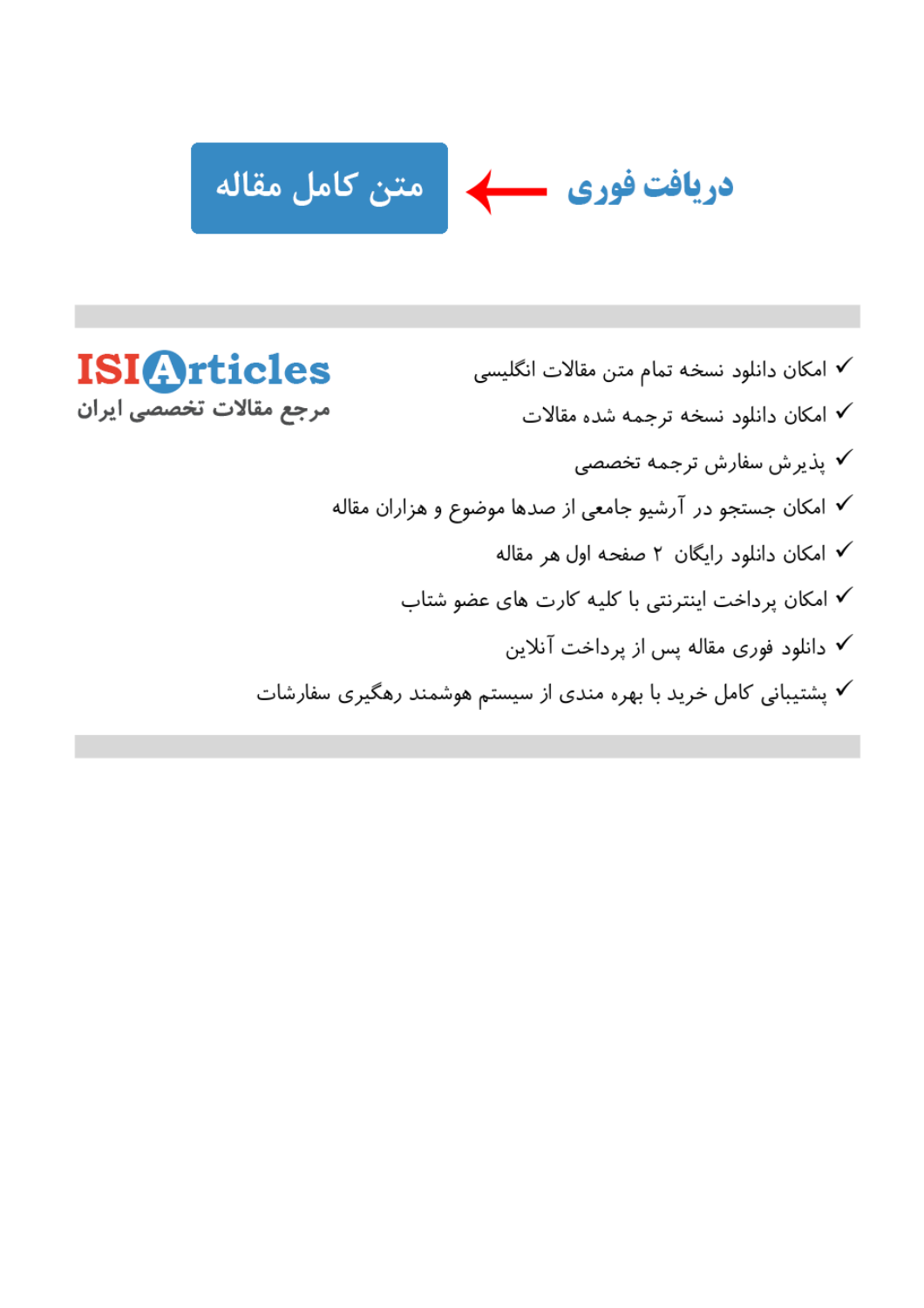دریافت فوری ← **متن کامل مقاله**

**ISIArticles**
مرجع مقالات تخصصی ایران

- ✓ امکان دانلود نسخه تمام متن مقالات انگلیسی
- ✓ امکان دانلود نسخه ترجمه شده مقالات
- ✓ پذیرش سفارش ترجمه تخصصی
- ✓ امکان جستجو در آرشیو جامعی از صدها موضوع و هزاران مقاله
- ✓ امکان دانلود رایگان ۲ صفحه اول هر مقاله
- ✓ امکان پرداخت اینترنتی با کلیه کارت های عضو شتاب
- ✓ دانلود فوری مقاله پس از پرداخت آنلاین
- ✓ پشتیبانی کامل خرید با بهره مندی از سیستم هوشمند رهگیری سفارشات